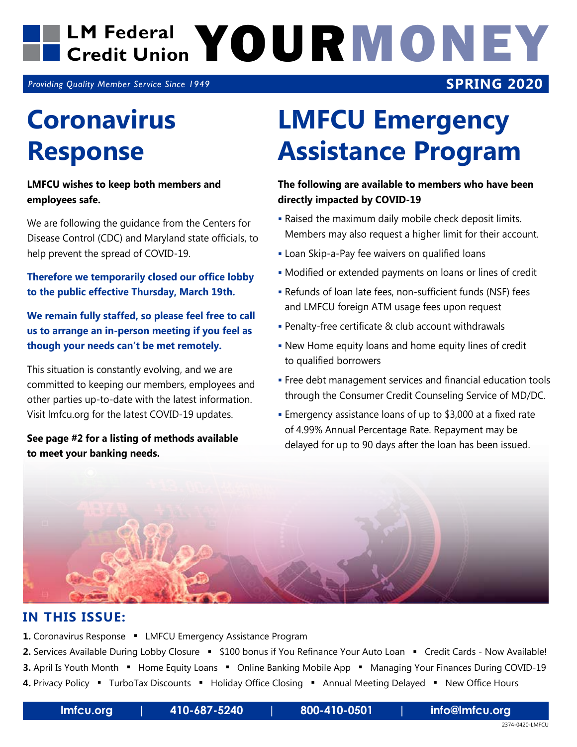# LM Federal Credit Union YOUR MONEY

*Providing Quality Member Service Since 1949*

**SPRING 2020**

## Coronavirus Response

**LMFCU wishes to keep both members and employees safe.**

We are following the guidance from the Centers for Disease Control (CDC) and Maryland state officials, to help prevent the spread of COVID-19.

**Therefore we temporarily closed our office lobby to the public effective Thursday, March 19th.**

**We remain fully staffed, so please feel free to call us to arrange an in-person meeting if you feel as though your needs can't be met remotely.**

This situation is constantly evolving, and we are committed to keeping our members, employees and other parties up-to-date with the latest information. Visit lmfcu.org for the latest COVID-19 updates.

**See page #2 for a listing of methods available to meet your banking needs.**

## LMFCU Emergency Assistance Program

**The following are available to members who have been directly impacted by COVID-19**

- Raised the maximum daily mobile check deposit limits. Members may also request a higher limit for their account.
- Loan Skip-a-Pay fee waivers on qualified loans
- Modified or extended payments on loans or lines of credit
- Refunds of loan late fees, non-sufficient funds (NSF) fees and LMFCU foreign ATM usage fees upon request
- Penalty-free certificate & club account withdrawals
- New Home equity loans and home equity lines of credit to qualified borrowers
- Free debt management services and financial education tools through the Consumer Credit Counseling Service of MD/DC.
- Emergency assistance loans of up to $3,000 at a fixed rate of 4.99% Annual Percentage Rate. Repayment may be delayed for up to 90 days after the loan has been issued.

## IN THIS ISSUE:

**1.** Coronavirus Response ▪ LMFCU Emergency Assistance Program

**2.** Services Available During Lobby Closure ▪ $100 bonus if You Refinance Your Auto Loan ▪ Credit Cards - Now Available!

**3.** April Is Youth Month ▪ Home Equity Loans ▪ Online Banking Mobile App ▪ Managing Your Finances During COVID-19

**4.** Privacy Policy ▪ TurboTax Discounts ▪ Holiday Office Closing ▪ Annual Meeting Delayed ▪ New Office Hours

lmfcu.org | 410-687-5240 | 800-410-0501 | info@lmfcu.org

2374-0420-LMFCU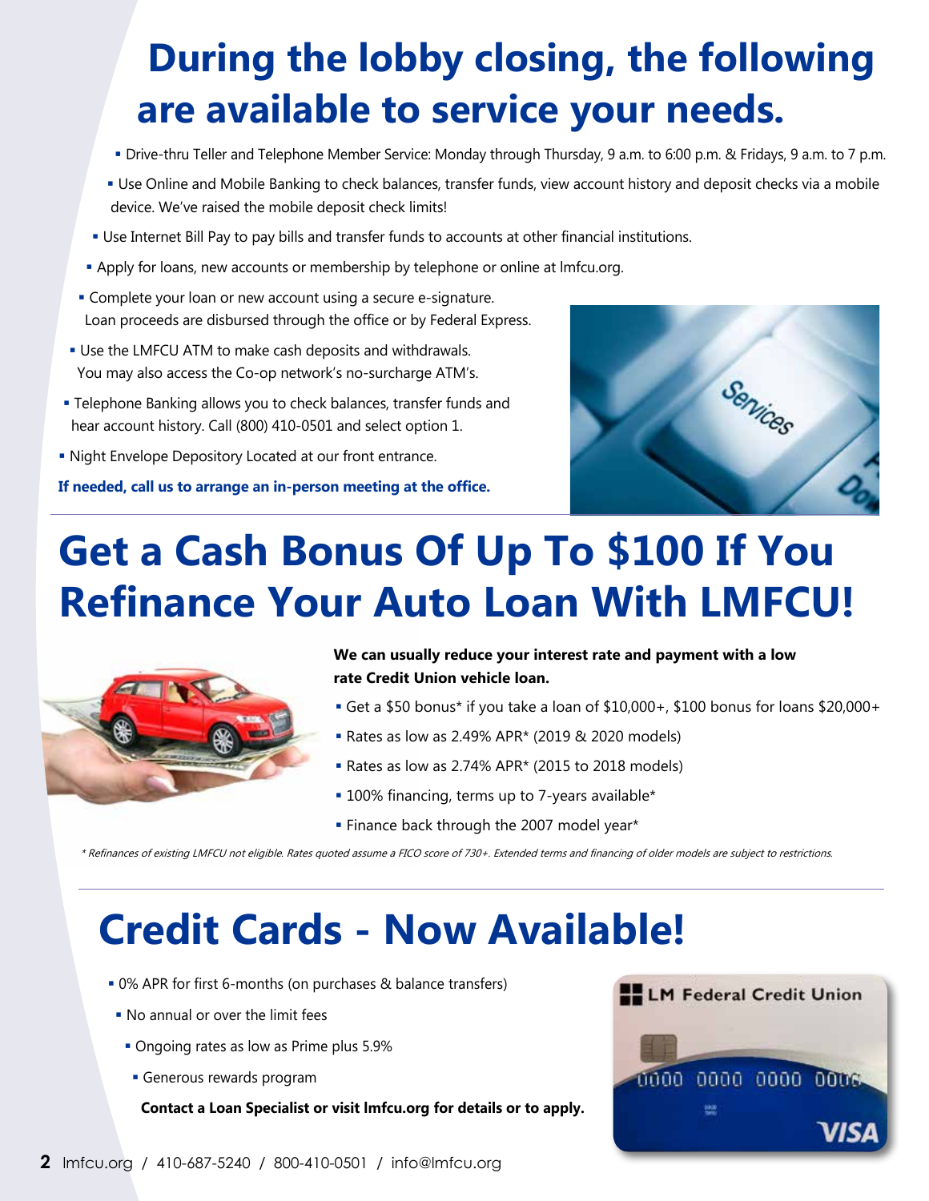# During the lobby closing, the following are available to service your needs.

- Drive-thru Teller and Telephone Member Service: Monday through Thursday, 9 a.m. to 6:00 p.m. & Fridays, 9 a.m. to 7 p.m.
- Use Online and Mobile Banking to check balances, transfer funds, view account history and deposit checks via a mobile device. We've raised the mobile deposit check limits!
- Use Internet Bill Pay to pay bills and transfer funds to accounts at other financial institutions.
- Apply for loans, new accounts or membership by telephone or online at lmfcu.org.
- Complete your loan or new account using a secure e-signature. Loan proceeds are disbursed through the office or by Federal Express.
- Use the LMFCU ATM to make cash deposits and withdrawals. You may also access the Co-op network's no-surcharge ATM's.
- Telephone Banking allows you to check balances, transfer funds and hear account history. Call (800) 410-0501 and select option 1.
- Night Envelope Depository Located at our front entrance.

**If needed, call us to arrange an in-person meeting at the office.**

# Get a Cash Bonus Of Up To $100 If You Refinance Your Auto Loan With LMFCU!

**We can usually reduce your interest rate and payment with a low rate Credit Union vehicle loan.**

- Get a $50 bonus* if you take a loan of $10,000+, $100 bonus for loans $20,000+
- Rates as low as 2.49% APR* (2019 & 2020 models)
- Rates as low as 2.74% APR* (2015 to 2018 models)
- 100% financing, terms up to 7-years available*
- Finance back through the 2007 model year*

*\* Refinances of existing LMFCU not eligible. Rates quoted assume a FICO score of 730+. Extended terms and financing of older models are subject to restrictions.*

# Credit Cards - Now Available!

- 0% APR for first 6-months (on purchases & balance transfers)
- No annual or over the limit fees
- Ongoing rates as low as Prime plus 5.9%
- Generous rewards program

**Contact a Loan Specialist or visit lmfcu.org for details or to apply.**

lmfcu.org / 410-687-5240 / 800-410-0501 / info@lmfcu.org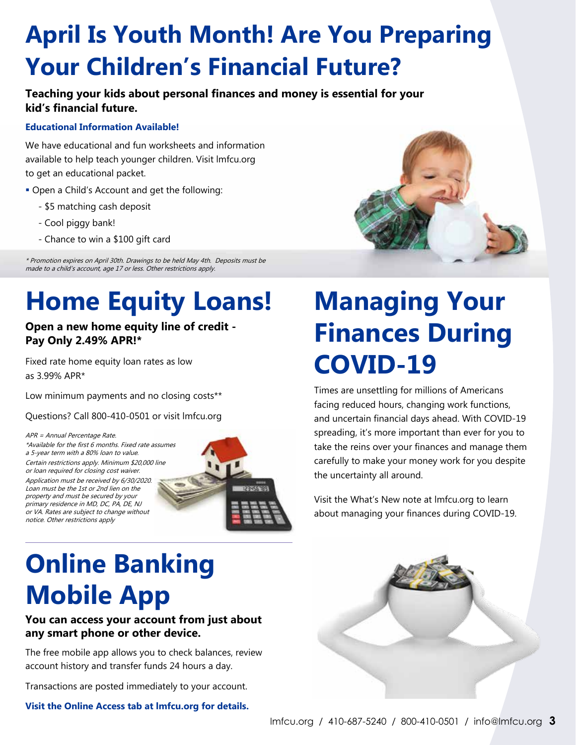# April Is Youth Month! Are You Preparing Your Children's Financial Future?

**Teaching your kids about personal finances and money is essential for your kid's financial future.**

**Educational Information Available!**

We have educational and fun worksheets and information available to help teach younger children. Visit lmfcu.org to get an educational packet.

- Open a Child's Account and get the following:
  - $5 matching cash deposit
  - Cool piggy bank!
  - Chance to win a $100 gift card

*\* Promotion expires on April 30th. Drawings to be held May 4th. Deposits must be made to a child's account, age 17 or less. Other restrictions apply.*

# Home Equity Loans!

**Open a new home equity line of credit - Pay Only 2.49% APR!\***

Fixed rate home equity loan rates as low as 3.99% APR\*

Low minimum payments and no closing costs\*\*

Questions? Call 800-410-0501 or visit lmfcu.org

*APR = Annual Percentage Rate.*
*\*Available for the first 6 months. Fixed rate assumes a 5-year term with a 80% loan to value.*
*Certain restrictions apply. Minimum $20,000 line or loan required for closing cost waiver.*
*Application must be received by 6/30/2020. Loan must be the 1st or 2nd lien on the property and must be secured by your primary residence in MD, DC, PA, DE, NJ or VA. Rates are subject to change without notice. Other restrictions apply*

# Online Banking Mobile App

**You can access your account from just about any smart phone or other device.**

The free mobile app allows you to check balances, review account history and transfer funds 24 hours a day.

Transactions are posted immediately to your account.

**Visit the Online Access tab at lmfcu.org for details.**

# Managing Your Finances During COVID-19

Times are unsettling for millions of Americans facing reduced hours, changing work functions, and uncertain financial days ahead. With COVID-19 spreading, it's more important than ever for you to take the reins over your finances and manage them carefully to make your money work for you despite the uncertainty all around.

Visit the What's New note at lmfcu.org to learn about managing your finances during COVID-19.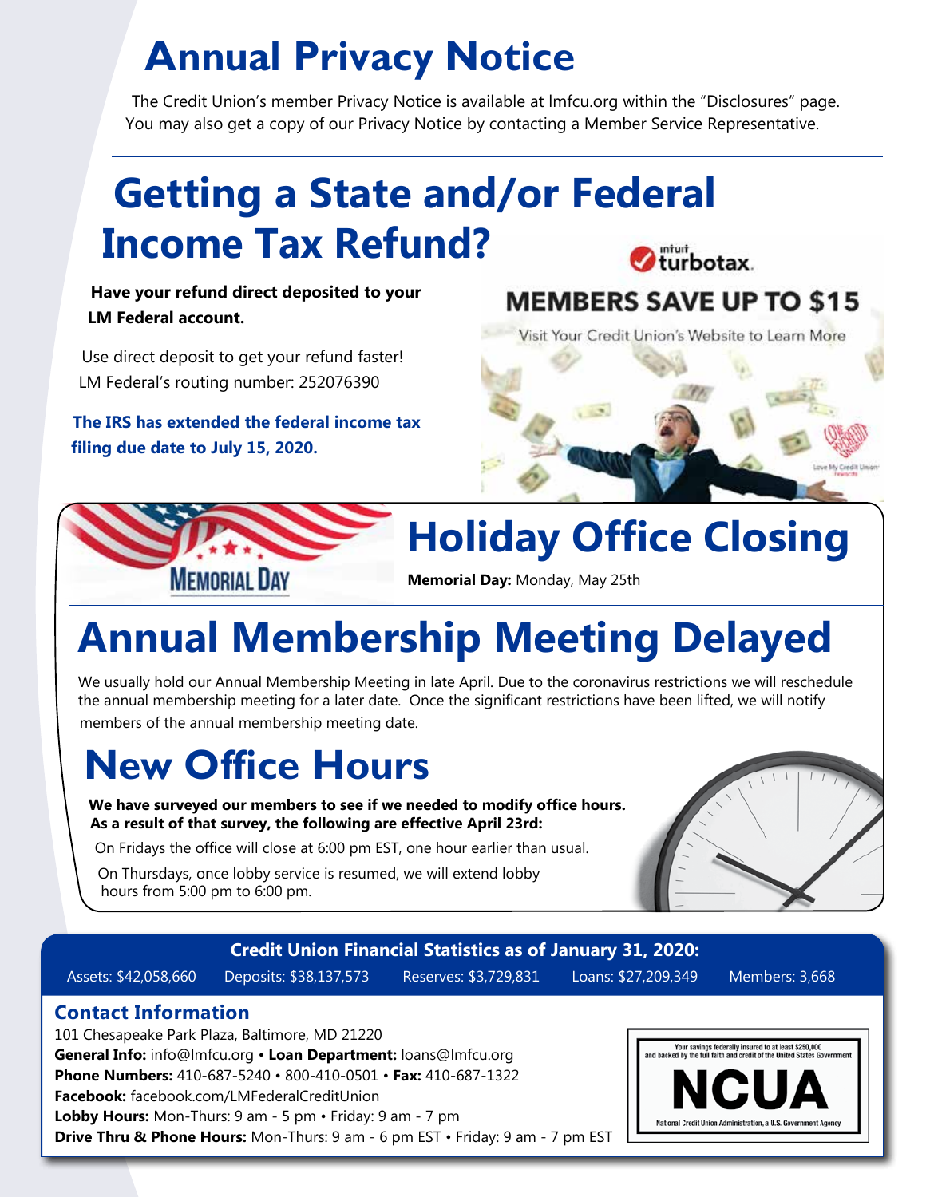# Annual Privacy Notice

The Credit Union's member Privacy Notice is available at lmfcu.org within the "Disclosures" page. You may also get a copy of our Privacy Notice by contacting a Member Service Representative.

# Getting a State and/or Federal Income Tax Refund?

**Have your refund direct deposited to your LM Federal account.**

Use direct deposit to get your refund faster!
LM Federal's routing number: 252076390

**The IRS has extended the federal income tax filing due date to July 15, 2020.**

intuit turbotax.

**MEMBERS SAVE UP TO $15**

Visit Your Credit Union's Website to Learn More

Love My Credit Union Rewards

MEMORIAL DAY

# Holiday Office Closing

**Memorial Day:** Monday, May 25th

# Annual Membership Meeting Delayed

We usually hold our Annual Membership Meeting in late April. Due to the coronavirus restrictions we will reschedule the annual membership meeting for a later date. Once the significant restrictions have been lifted, we will notify members of the annual membership meeting date.

# New Office Hours

**We have surveyed our members to see if we needed to modify office hours. As a result of that survey, the following are effective April 23rd:**

On Fridays the office will close at 6:00 pm EST, one hour earlier than usual.

On Thursdays, once lobby service is resumed, we will extend lobby hours from 5:00 pm to 6:00 pm.

**Credit Union Financial Statistics as of January 31, 2020:**

Assets: $42,058,660 Deposits: $38,137,573 Reserves: $3,729,831 Loans: $27,209,349 Members: 3,668

## Contact Information

101 Chesapeake Park Plaza, Baltimore, MD 21220
**General Info:** info@lmfcu.org • **Loan Department:** loans@lmfcu.org
**Phone Numbers:** 410-687-5240 • 800-410-0501 • **Fax:** 410-687-1322
**Facebook:** facebook.com/LMFederalCreditUnion
**Lobby Hours:** Mon-Thurs: 9 am - 5 pm • Friday: 9 am - 7 pm
**Drive Thru & Phone Hours:** Mon-Thurs: 9 am - 6 pm EST • Friday: 9 am - 7 pm EST

Your savings federally insured to at least $250,000 and backed by the full faith and credit of the United States Government

NCUA

National Credit Union Administration, a U.S. Government Agency